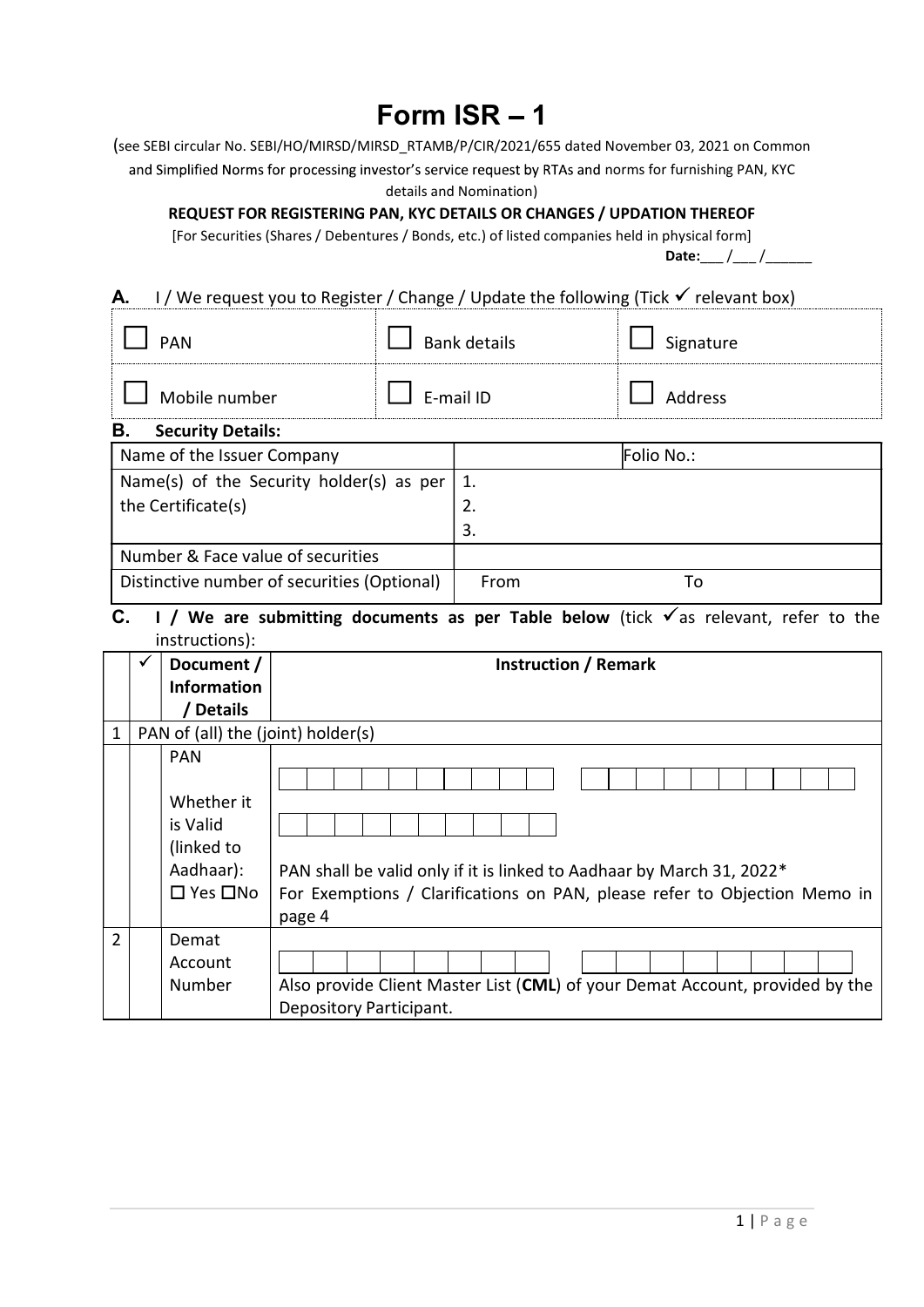# Form ISR – 1

(see SEBI circular No. SEBI/HO/MIRSD/MIRSD_RTAMB/P/CIR/2021/655 dated November 03, 2021 on Common and Simplified Norms for processing investor's service request by RTAs and norms for furnishing PAN, KYC details and Nomination)

**REQUEST FOR REGISTERING PAN, KYC DETAILS OR CHANGES / UPDATION THEREOF**

[For Securities (Shares / Debentures / Bonds, etc.) of listed companies held in physical form]

**Date:**___ /___ /______

**A.** I / We request you to Register / Change / Update the following (Tick ✓ relevant box)

| | | |
|---|---|---|
| ☐ PAN | ☐ Bank details | ☐ Signature |
| ☐ Mobile number | ☐ E-mail ID | ☐ Address |

**B. Security Details:**

| | | |
|---|---|---|
| Name of the Issuer Company | | Folio No.: |
| Name(s) of the Security holder(s) as per the Certificate(s) | 1.<br>2.<br>3. | |
| Number & Face value of securities | | |
| Distinctive number of securities (Optional) | From | To |

**C. I / We are submitting documents as per Table below** (tick ✓as relevant, refer to the instructions):

| | ✓ | Document / Information / Details | Instruction / Remark |
|---|---|---|---|
| 1 | PAN of (all) the (joint) holder(s) | | |
| | | PAN<br><br>Whether it is Valid (linked to Aadhaar): ☐ Yes ☐No | PAN shall be valid only if it is linked to Aadhaar by March 31, 2022*<br>For Exemptions / Clarifications on PAN, please refer to Objection Memo in page 4 |
| 2 | | Demat Account Number | Also provide Client Master List (**CML**) of your Demat Account, provided by the Depository Participant. |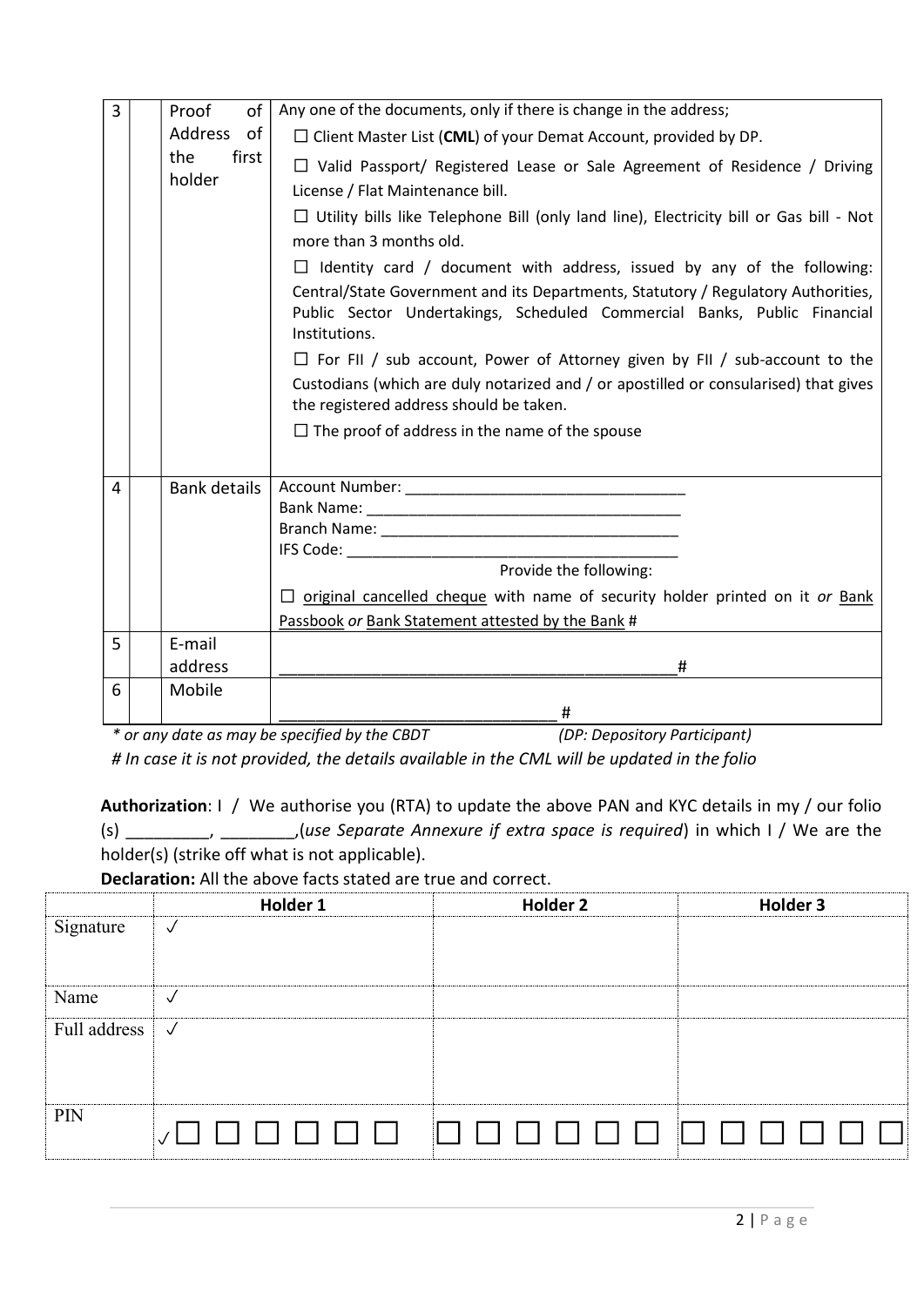| | | | |
|---|---|---|---|
| 3 | | Proof of Address of the first holder | Any one of the documents, only if there is change in the address;<br>☐ Client Master List (**CML**) of your Demat Account, provided by DP.<br>☐ Valid Passport/ Registered Lease or Sale Agreement of Residence / Driving License / Flat Maintenance bill.<br>☐ Utility bills like Telephone Bill (only land line), Electricity bill or Gas bill - Not more than 3 months old.<br>☐ Identity card / document with address, issued by any of the following: Central/State Government and its Departments, Statutory / Regulatory Authorities, Public Sector Undertakings, Scheduled Commercial Banks, Public Financial Institutions.<br>☐ For FII / sub account, Power of Attorney given by FII / sub-account to the Custodians (which are duly notarized and / or apostilled or consularised) that gives the registered address should be taken.<br>☐ The proof of address in the name of the spouse |
| 4 | | Bank details | Account Number: ________________________________<br>Bank Name: ____________________________________<br>Branch Name: ___________________________________<br>IFS Code: ______________________________________<br>Provide the following:<br>☐ original cancelled cheque with name of security holder printed on it *or* Bank Passbook *or* Bank Statement attested by the Bank # |
| 5 | | E-mail address | ______________________________________________# |
| 6 | | Mobile | ________________________________ # |

*\* or any date as may be specified by the CBDT* *(DP: Depository Participant)*

*# In case it is not provided, the details available in the CML will be updated in the folio*

**Authorization**: I / We authorise you (RTA) to update the above PAN and KYC details in my / our folio (s) _________, ________,(*use Separate Annexure if extra space is required*) in which I / We are the holder(s) (strike off what is not applicable).

**Declaration:** All the above facts stated are true and correct.

| | Holder 1 | Holder 2 | Holder 3 |
|---|---|---|---|
| Signature | ✓ | | |
| Name | ✓ | | |
| Full address | ✓ | | |
| PIN | ✓☐ ☐ ☐ ☐ ☐ ☐ | ☐ ☐ ☐ ☐ ☐ ☐ | ☐ ☐ ☐ ☐ ☐ ☐ |